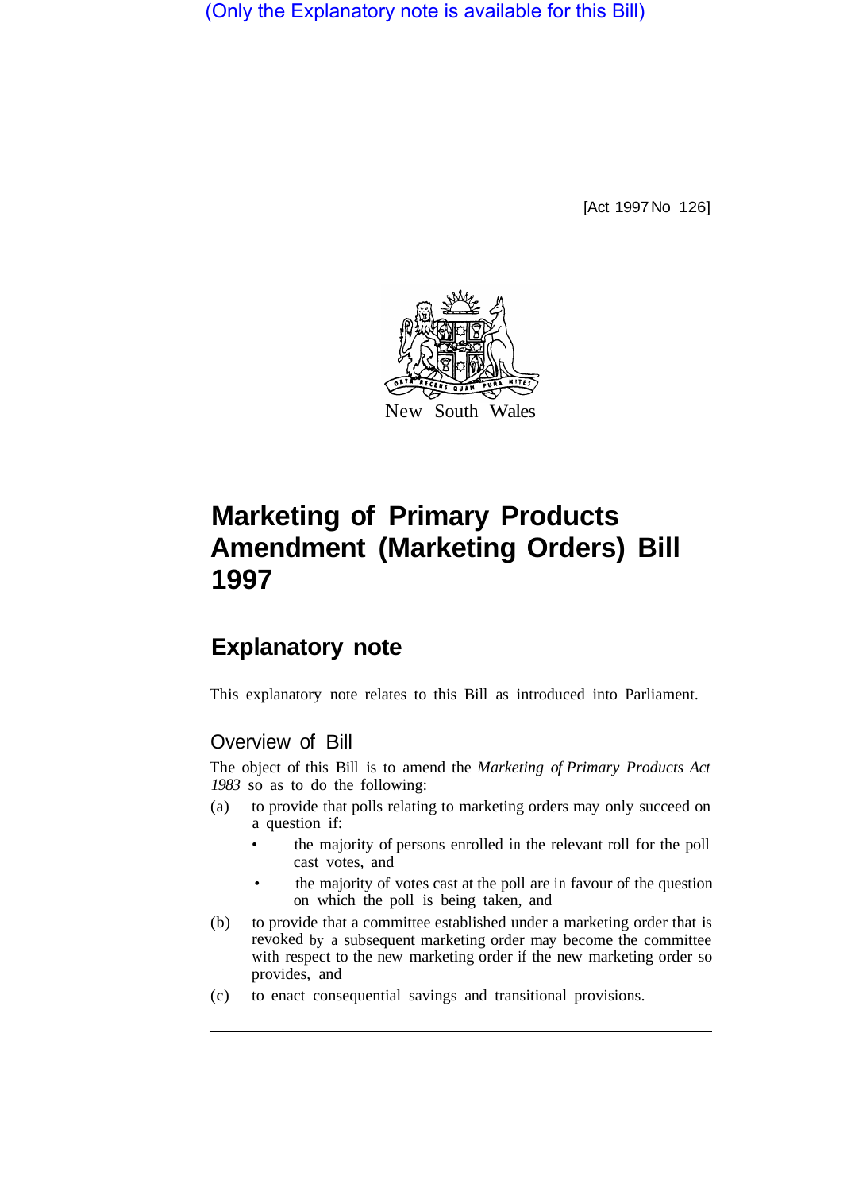(Only the Explanatory note is available for this Bill)

[Act 1997 No 126]

New South Wales

# Marketing of Primary Products Amendment (Marketing Orders) Bill 1997

## Explanatory note

This explanatory note relates to this Bill as introduced into Parliament.

### Overview of Bill

The object of this Bill is to amend the *Marketing of Primary Products Act 1983* so as to do the following:

(a) to provide that polls relating to marketing orders may only succeed on a question if:

- the majority of persons enrolled in the relevant roll for the poll cast votes, and
- the majority of votes cast at the poll are in favour of the question on which the poll is being taken, and

(b) to provide that a committee established under a marketing order that is revoked by a subsequent marketing order may become the committee with respect to the new marketing order if the new marketing order so provides, and

(c) to enact consequential savings and transitional provisions.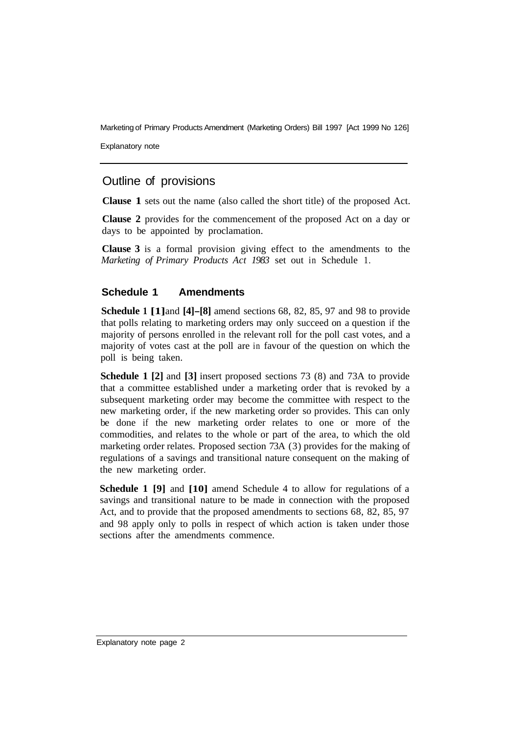## Outline of provisions

**Clause 1** sets out the name (also called the short title) of the proposed Act.

**Clause 2** provides for the commencement of the proposed Act on a day or days to be appointed by proclamation.

**Clause 3** is a formal provision giving effect to the amendments to the *Marketing of Primary Products Act 1983* set out in Schedule 1.

### Schedule 1 Amendments

**Schedule 1 [1]** and **[4]–[8]** amend sections 68, 82, 85, 97 and 98 to provide that polls relating to marketing orders may only succeed on a question if the majority of persons enrolled in the relevant roll for the poll cast votes, and a majority of votes cast at the poll are in favour of the question on which the poll is being taken.

**Schedule 1 [2]** and **[3]** insert proposed sections 73 (8) and 73A to provide that a committee established under a marketing order that is revoked by a subsequent marketing order may become the committee with respect to the new marketing order, if the new marketing order so provides. This can only be done if the new marketing order relates to one or more of the commodities, and relates to the whole or part of the area, to which the old marketing order relates. Proposed section 73A (3) provides for the making of regulations of a savings and transitional nature consequent on the making of the new marketing order.

**Schedule 1 [9]** and **[10]** amend Schedule 4 to allow for regulations of a savings and transitional nature to be made in connection with the proposed Act, and to provide that the proposed amendments to sections 68, 82, 85, 97 and 98 apply only to polls in respect of which action is taken under those sections after the amendments commence.